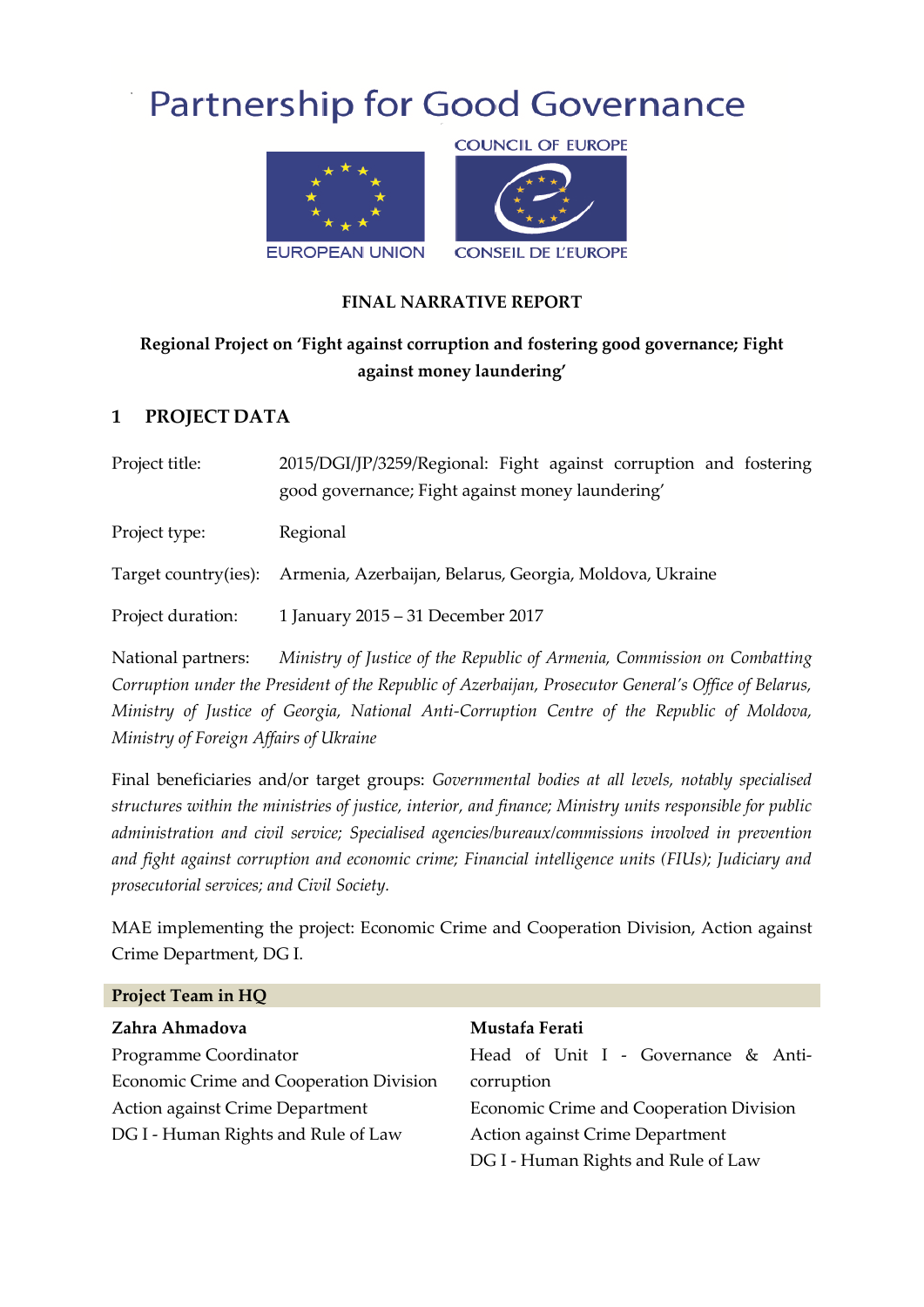# Partnership for Good Governance

EUROPEAN UNION

COUNCIL OF EUROPE
CONSEIL DE L'EUROPE

**FINAL NARRATIVE REPORT**

**Regional Project on 'Fight against corruption and fostering good governance; Fight against money laundering'**

## 1 PROJECT DATA

| | |
|---|---|
| Project title: | 2015/DGI/JP/3259/Regional: Fight against corruption and fostering good governance; Fight against money laundering' |
| Project type: | Regional |
| Target country(ies): | Armenia, Azerbaijan, Belarus, Georgia, Moldova, Ukraine |
| Project duration: | 1 January 2015 – 31 December 2017 |

National partners: *Ministry of Justice of the Republic of Armenia, Commission on Combatting Corruption under the President of the Republic of Azerbaijan, Prosecutor General's Office of Belarus, Ministry of Justice of Georgia, National Anti-Corruption Centre of the Republic of Moldova, Ministry of Foreign Affairs of Ukraine*

Final beneficiaries and/or target groups: *Governmental bodies at all levels, notably specialised structures within the ministries of justice, interior, and finance; Ministry units responsible for public administration and civil service; Specialised agencies/bureaux/commissions involved in prevention and fight against corruption and economic crime; Financial intelligence units (FIUs); Judiciary and prosecutorial services; and Civil Society.*

MAE implementing the project: Economic Crime and Cooperation Division, Action against Crime Department, DG I.

| Project Team in HQ | |
|---|---|
| **Zahra Ahmadova**<br>Programme Coordinator<br>Economic Crime and Cooperation Division<br>Action against Crime Department<br>DG I - Human Rights and Rule of Law | **Mustafa Ferati**<br>Head of Unit I - Governance & Anti-corruption<br>Economic Crime and Cooperation Division<br>Action against Crime Department<br>DG I - Human Rights and Rule of Law |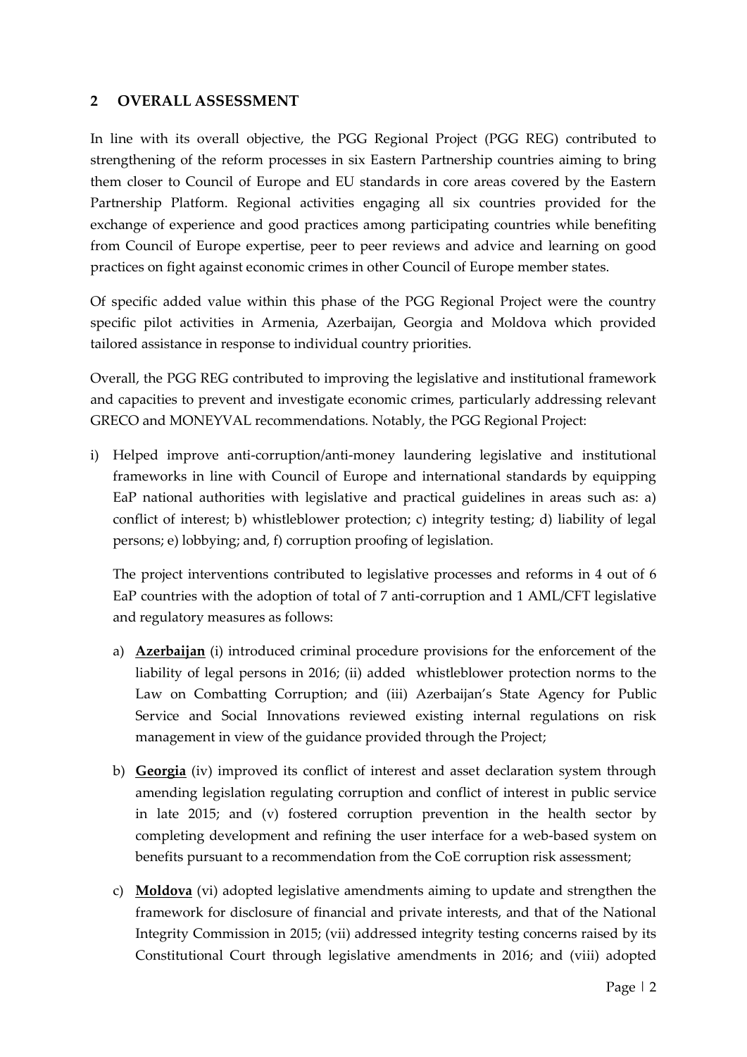## 2 OVERALL ASSESSMENT

In line with its overall objective, the PGG Regional Project (PGG REG) contributed to strengthening of the reform processes in six Eastern Partnership countries aiming to bring them closer to Council of Europe and EU standards in core areas covered by the Eastern Partnership Platform. Regional activities engaging all six countries provided for the exchange of experience and good practices among participating countries while benefiting from Council of Europe expertise, peer to peer reviews and advice and learning on good practices on fight against economic crimes in other Council of Europe member states.

Of specific added value within this phase of the PGG Regional Project were the country specific pilot activities in Armenia, Azerbaijan, Georgia and Moldova which provided tailored assistance in response to individual country priorities.

Overall, the PGG REG contributed to improving the legislative and institutional framework and capacities to prevent and investigate economic crimes, particularly addressing relevant GRECO and MONEYVAL recommendations. Notably, the PGG Regional Project:

i) Helped improve anti-corruption/anti-money laundering legislative and institutional frameworks in line with Council of Europe and international standards by equipping EaP national authorities with legislative and practical guidelines in areas such as: a) conflict of interest; b) whistleblower protection; c) integrity testing; d) liability of legal persons; e) lobbying; and, f) corruption proofing of legislation.

   The project interventions contributed to legislative processes and reforms in 4 out of 6 EaP countries with the adoption of total of 7 anti-corruption and 1 AML/CFT legislative and regulatory measures as follows:

   a) **Azerbaijan** (i) introduced criminal procedure provisions for the enforcement of the liability of legal persons in 2016; (ii) added whistleblower protection norms to the Law on Combatting Corruption; and (iii) Azerbaijan's State Agency for Public Service and Social Innovations reviewed existing internal regulations on risk management in view of the guidance provided through the Project;

   b) **Georgia** (iv) improved its conflict of interest and asset declaration system through amending legislation regulating corruption and conflict of interest in public service in late 2015; and (v) fostered corruption prevention in the health sector by completing development and refining the user interface for a web-based system on benefits pursuant to a recommendation from the CoE corruption risk assessment;

   c) **Moldova** (vi) adopted legislative amendments aiming to update and strengthen the framework for disclosure of financial and private interests, and that of the National Integrity Commission in 2015; (vii) addressed integrity testing concerns raised by its Constitutional Court through legislative amendments in 2016; and (viii) adopted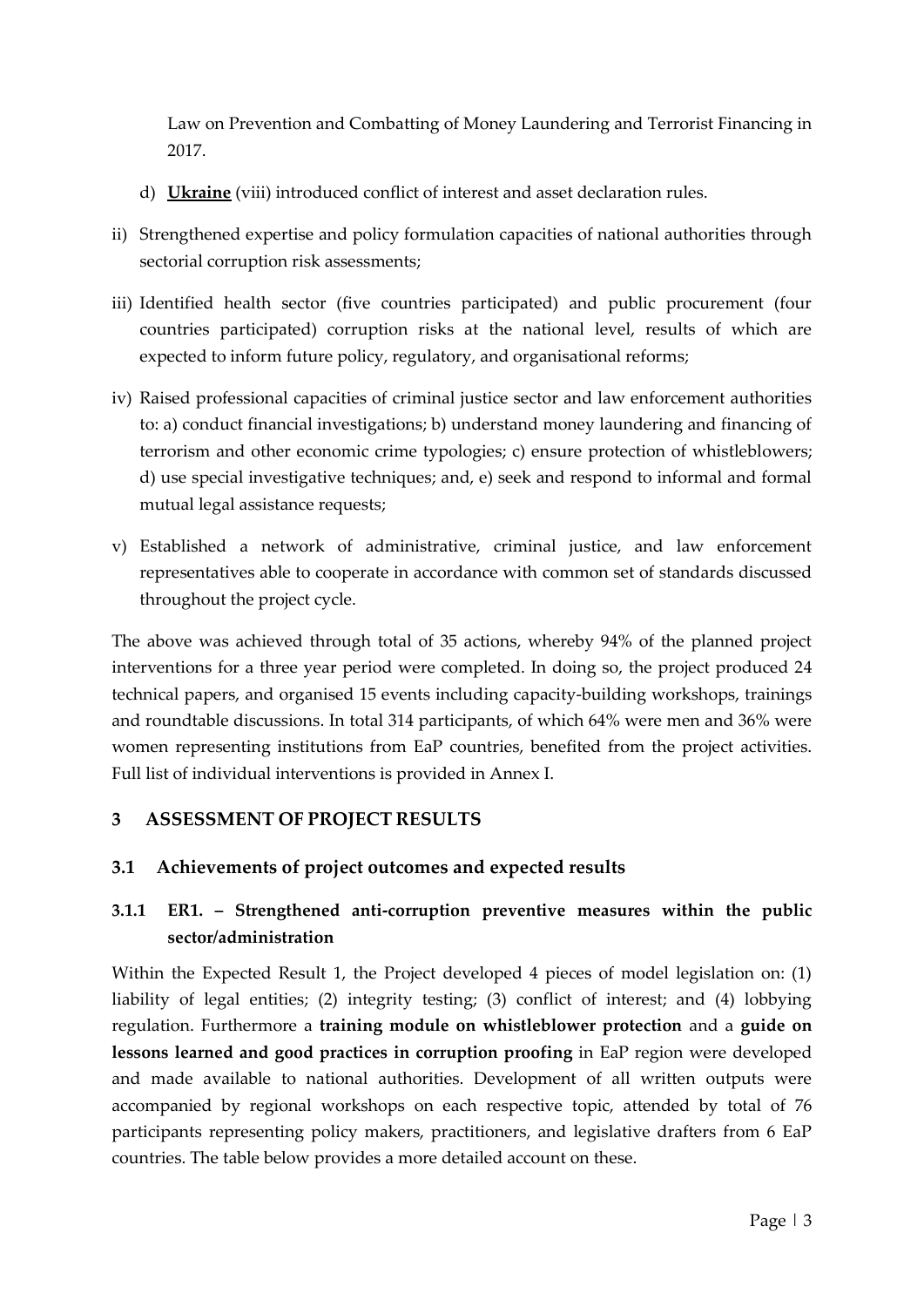Law on Prevention and Combatting of Money Laundering and Terrorist Financing in 2017.

d) **Ukraine** (viii) introduced conflict of interest and asset declaration rules.

ii) Strengthened expertise and policy formulation capacities of national authorities through sectorial corruption risk assessments;

iii) Identified health sector (five countries participated) and public procurement (four countries participated) corruption risks at the national level, results of which are expected to inform future policy, regulatory, and organisational reforms;

iv) Raised professional capacities of criminal justice sector and law enforcement authorities to: a) conduct financial investigations; b) understand money laundering and financing of terrorism and other economic crime typologies; c) ensure protection of whistleblowers; d) use special investigative techniques; and, e) seek and respond to informal and formal mutual legal assistance requests;

v) Established a network of administrative, criminal justice, and law enforcement representatives able to cooperate in accordance with common set of standards discussed throughout the project cycle.

The above was achieved through total of 35 actions, whereby 94% of the planned project interventions for a three year period were completed. In doing so, the project produced 24 technical papers, and organised 15 events including capacity-building workshops, trainings and roundtable discussions. In total 314 participants, of which 64% were men and 36% were women representing institutions from EaP countries, benefited from the project activities. Full list of individual interventions is provided in Annex I.

# 3 ASSESSMENT OF PROJECT RESULTS

## 3.1 Achievements of project outcomes and expected results

### 3.1.1 ER1. – Strengthened anti-corruption preventive measures within the public sector/administration

Within the Expected Result 1, the Project developed 4 pieces of model legislation on: (1) liability of legal entities; (2) integrity testing; (3) conflict of interest; and (4) lobbying regulation. Furthermore a **training module on whistleblower protection** and a **guide on lessons learned and good practices in corruption proofing** in EaP region were developed and made available to national authorities. Development of all written outputs were accompanied by regional workshops on each respective topic, attended by total of 76 participants representing policy makers, practitioners, and legislative drafters from 6 EaP countries. The table below provides a more detailed account on these.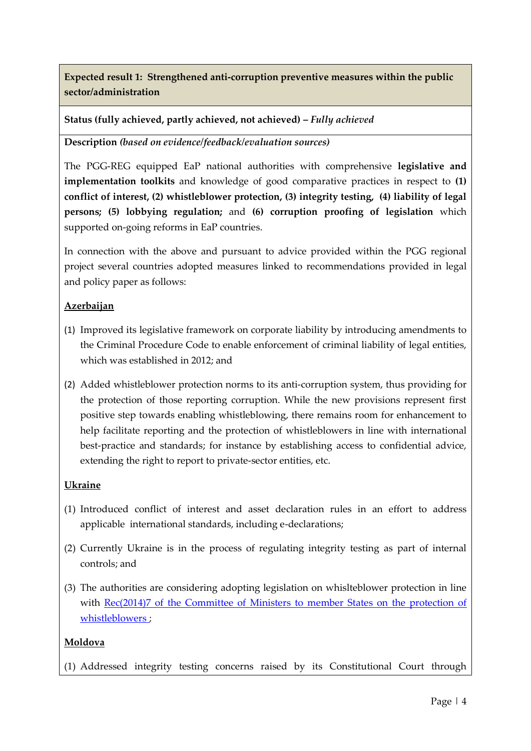**Expected result 1: Strengthened anti-corruption preventive measures within the public sector/administration**

**Status (fully achieved, partly achieved, not achieved) –** ***Fully achieved***

**Description** ***(based on evidence/feedback/evaluation sources)***

The PGG-REG equipped EaP national authorities with comprehensive **legislative and implementation toolkits** and knowledge of good comparative practices in respect to **(1) conflict of interest, (2) whistleblower protection, (3) integrity testing, (4) liability of legal persons; (5) lobbying regulation;** and **(6) corruption proofing of legislation** which supported on-going reforms in EaP countries.

In connection with the above and pursuant to advice provided within the PGG regional project several countries adopted measures linked to recommendations provided in legal and policy paper as follows:

**Azerbaijan**

(1) Improved its legislative framework on corporate liability by introducing amendments to the Criminal Procedure Code to enable enforcement of criminal liability of legal entities, which was established in 2012; and

(2) Added whistleblower protection norms to its anti-corruption system, thus providing for the protection of those reporting corruption. While the new provisions represent first positive step towards enabling whistleblowing, there remains room for enhancement to help facilitate reporting and the protection of whistleblowers in line with international best-practice and standards; for instance by establishing access to confidential advice, extending the right to report to private-sector entities, etc.

**Ukraine**

(1) Introduced conflict of interest and asset declaration rules in an effort to address applicable international standards, including e-declarations;

(2) Currently Ukraine is in the process of regulating integrity testing as part of internal controls; and

(3) The authorities are considering adopting legislation on whislteblower protection in line with Rec(2014)7 of the Committee of Ministers to member States on the protection of whistleblowers ;

**Moldova**

(1) Addressed integrity testing concerns raised by its Constitutional Court through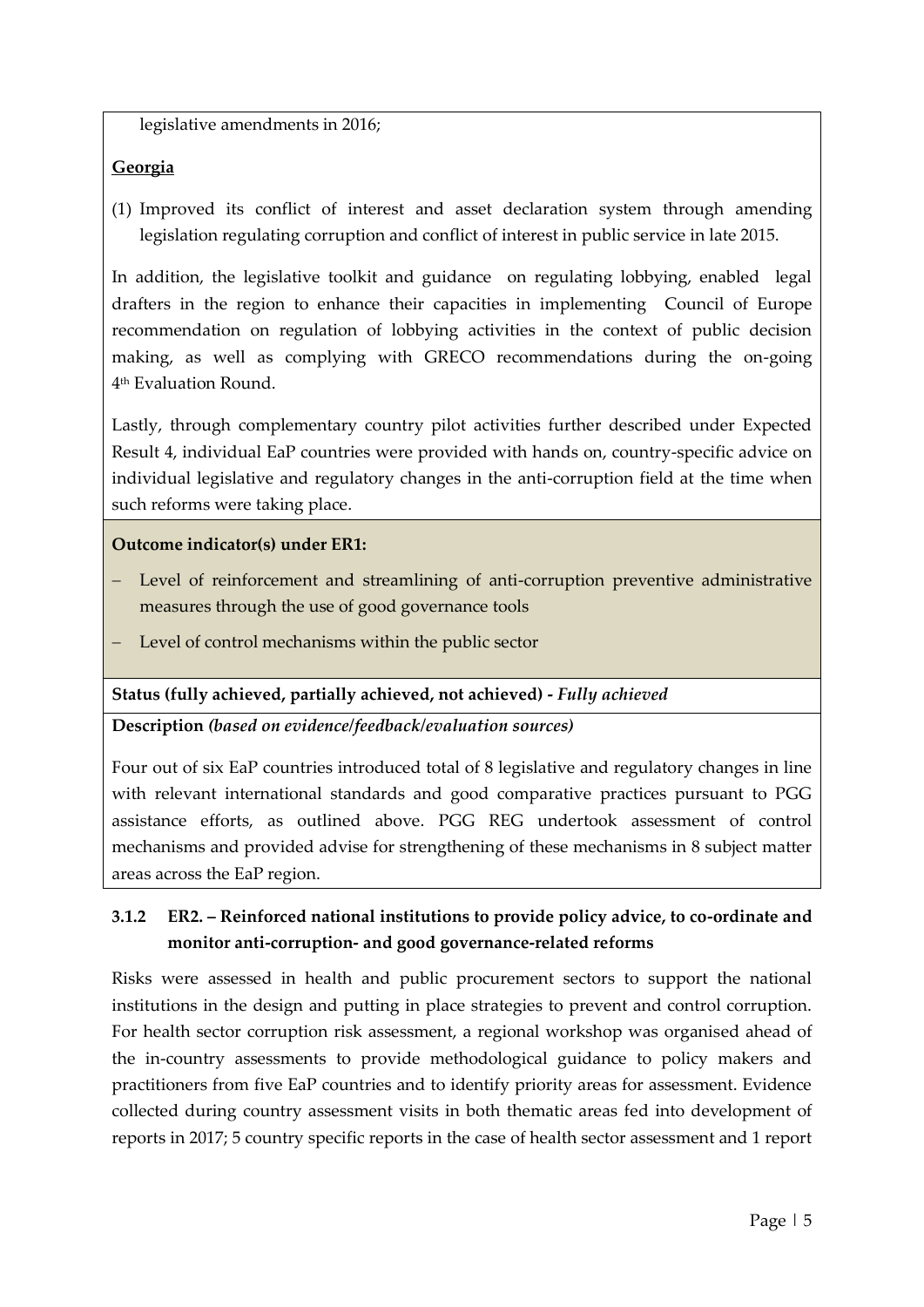legislative amendments in 2016;

**Georgia**

(1) Improved its conflict of interest and asset declaration system through amending legislation regulating corruption and conflict of interest in public service in late 2015.

In addition, the legislative toolkit and guidance on regulating lobbying, enabled legal drafters in the region to enhance their capacities in implementing Council of Europe recommendation on regulation of lobbying activities in the context of public decision making, as well as complying with GRECO recommendations during the on-going 4th Evaluation Round.

Lastly, through complementary country pilot activities further described under Expected Result 4, individual EaP countries were provided with hands on, country-specific advice on individual legislative and regulatory changes in the anti-corruption field at the time when such reforms were taking place.

**Outcome indicator(s) under ER1:**

- Level of reinforcement and streamlining of anti-corruption preventive administrative measures through the use of good governance tools
- Level of control mechanisms within the public sector

**Status (fully achieved, partially achieved, not achieved) -** ***Fully achieved***

**Description** ***(based on evidence/feedback/evaluation sources)***

Four out of six EaP countries introduced total of 8 legislative and regulatory changes in line with relevant international standards and good comparative practices pursuant to PGG assistance efforts, as outlined above. PGG REG undertook assessment of control mechanisms and provided advise for strengthening of these mechanisms in 8 subject matter areas across the EaP region.

### 3.1.2 ER2. – Reinforced national institutions to provide policy advice, to co-ordinate and monitor anti-corruption- and good governance-related reforms

Risks were assessed in health and public procurement sectors to support the national institutions in the design and putting in place strategies to prevent and control corruption. For health sector corruption risk assessment, a regional workshop was organised ahead of the in-country assessments to provide methodological guidance to policy makers and practitioners from five EaP countries and to identify priority areas for assessment. Evidence collected during country assessment visits in both thematic areas fed into development of reports in 2017; 5 country specific reports in the case of health sector assessment and 1 report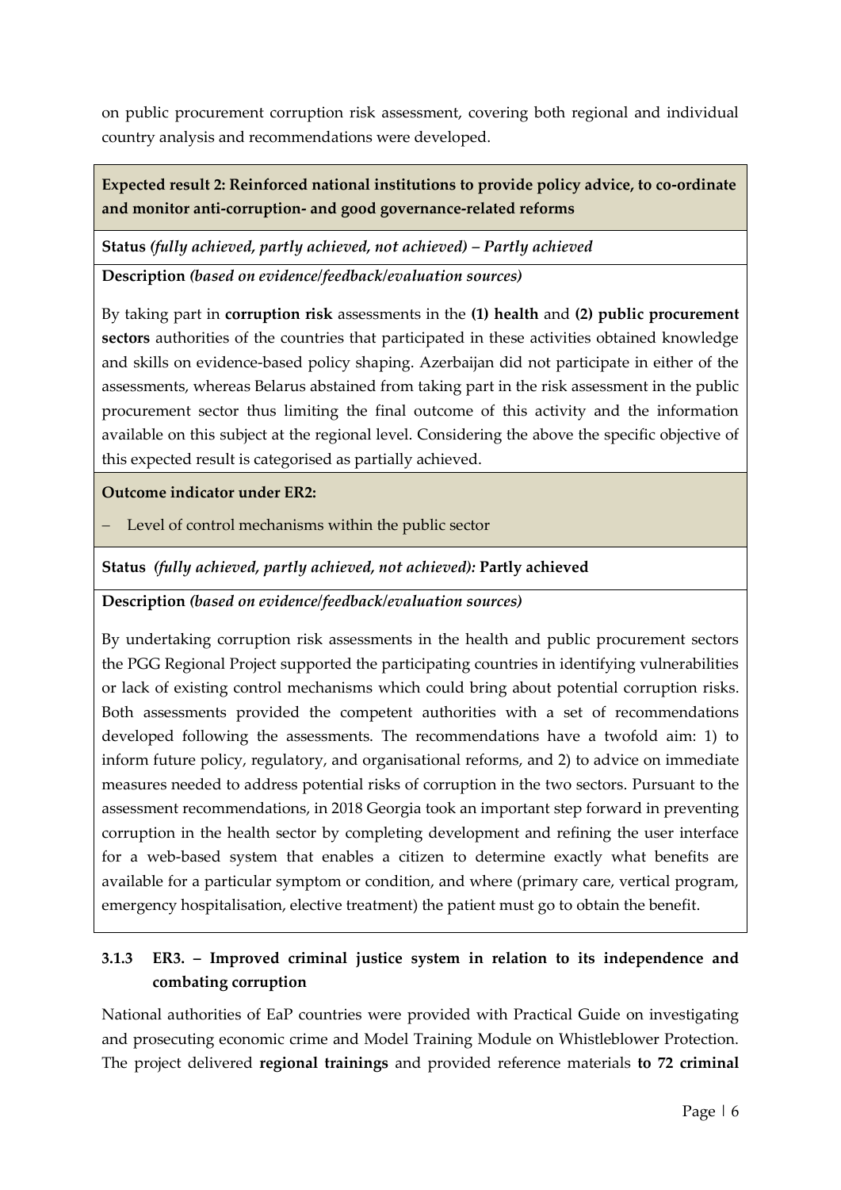on public procurement corruption risk assessment, covering both regional and individual country analysis and recommendations were developed.

**Expected result 2: Reinforced national institutions to provide policy advice, to co-ordinate and monitor anti-corruption- and good governance-related reforms**

**Status** *(fully achieved, partly achieved, not achieved) – Partly achieved*

**Description** *(based on evidence/feedback/evaluation sources)*

By taking part in **corruption risk** assessments in the **(1) health** and **(2) public procurement sectors** authorities of the countries that participated in these activities obtained knowledge and skills on evidence-based policy shaping. Azerbaijan did not participate in either of the assessments, whereas Belarus abstained from taking part in the risk assessment in the public procurement sector thus limiting the final outcome of this activity and the information available on this subject at the regional level. Considering the above the specific objective of this expected result is categorised as partially achieved.

**Outcome indicator under ER2:**

- Level of control mechanisms within the public sector

**Status** *(fully achieved, partly achieved, not achieved):* **Partly achieved**

**Description** *(based on evidence/feedback/evaluation sources)*

By undertaking corruption risk assessments in the health and public procurement sectors the PGG Regional Project supported the participating countries in identifying vulnerabilities or lack of existing control mechanisms which could bring about potential corruption risks. Both assessments provided the competent authorities with a set of recommendations developed following the assessments. The recommendations have a twofold aim: 1) to inform future policy, regulatory, and organisational reforms, and 2) to advice on immediate measures needed to address potential risks of corruption in the two sectors. Pursuant to the assessment recommendations, in 2018 Georgia took an important step forward in preventing corruption in the health sector by completing development and refining the user interface for a web-based system that enables a citizen to determine exactly what benefits are available for a particular symptom or condition, and where (primary care, vertical program, emergency hospitalisation, elective treatment) the patient must go to obtain the benefit.

### 3.1.3 ER3. – Improved criminal justice system in relation to its independence and combating corruption

National authorities of EaP countries were provided with Practical Guide on investigating and prosecuting economic crime and Model Training Module on Whistleblower Protection. The project delivered **regional trainings** and provided reference materials **to 72 criminal**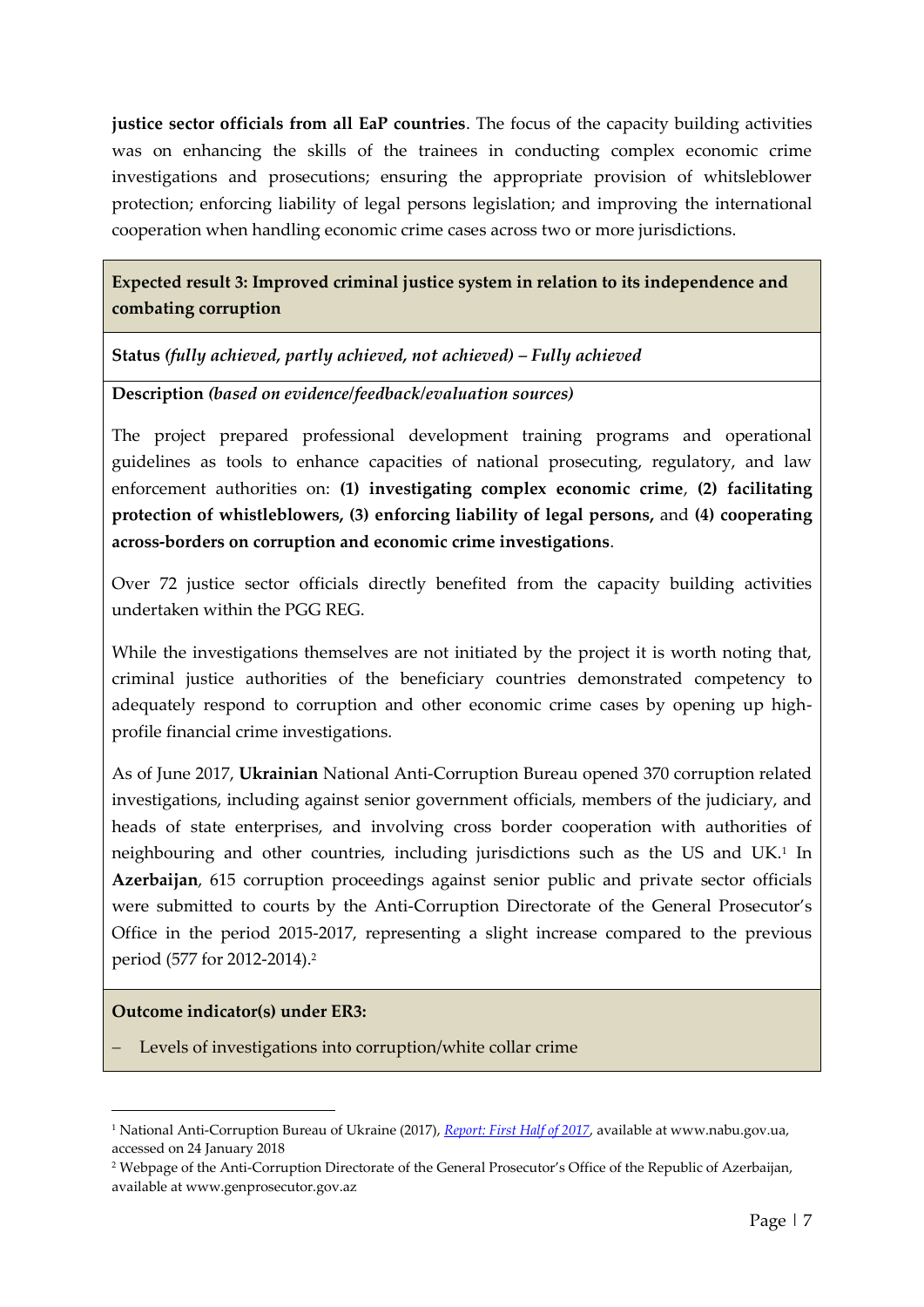**justice sector officials from all EaP countries**. The focus of the capacity building activities was on enhancing the skills of the trainees in conducting complex economic crime investigations and prosecutions; ensuring the appropriate provision of whitsleblower protection; enforcing liability of legal persons legislation; and improving the international cooperation when handling economic crime cases across two or more jurisdictions.

**Expected result 3: Improved criminal justice system in relation to its independence and combating corruption**

**Status** ***(fully achieved, partly achieved, not achieved) – Fully achieved***

**Description** ***(based on evidence/feedback/evaluation sources)***

The project prepared professional development training programs and operational guidelines as tools to enhance capacities of national prosecuting, regulatory, and law enforcement authorities on: **(1) investigating complex economic crime**, **(2) facilitating protection of whistleblowers, (3) enforcing liability of legal persons,** and **(4) cooperating across-borders on corruption and economic crime investigations**.

Over 72 justice sector officials directly benefited from the capacity building activities undertaken within the PGG REG.

While the investigations themselves are not initiated by the project it is worth noting that, criminal justice authorities of the beneficiary countries demonstrated competency to adequately respond to corruption and other economic crime cases by opening up high-profile financial crime investigations.

As of June 2017, **Ukrainian** National Anti-Corruption Bureau opened 370 corruption related investigations, including against senior government officials, members of the judiciary, and heads of state enterprises, and involving cross border cooperation with authorities of neighbouring and other countries, including jurisdictions such as the US and UK.[1] In **Azerbaijan**, 615 corruption proceedings against senior public and private sector officials were submitted to courts by the Anti-Corruption Directorate of the General Prosecutor's Office in the period 2015-2017, representing a slight increase compared to the previous period (577 for 2012-2014).[2]

**Outcome indicator(s) under ER3:**

- Levels of investigations into corruption/white collar crime

---

[1] National Anti-Corruption Bureau of Ukraine (2017), *Report: First Half of 2017*, available at www.nabu.gov.ua, accessed on 24 January 2018

[2] Webpage of the Anti-Corruption Directorate of the General Prosecutor's Office of the Republic of Azerbaijan, available at www.genprosecutor.gov.az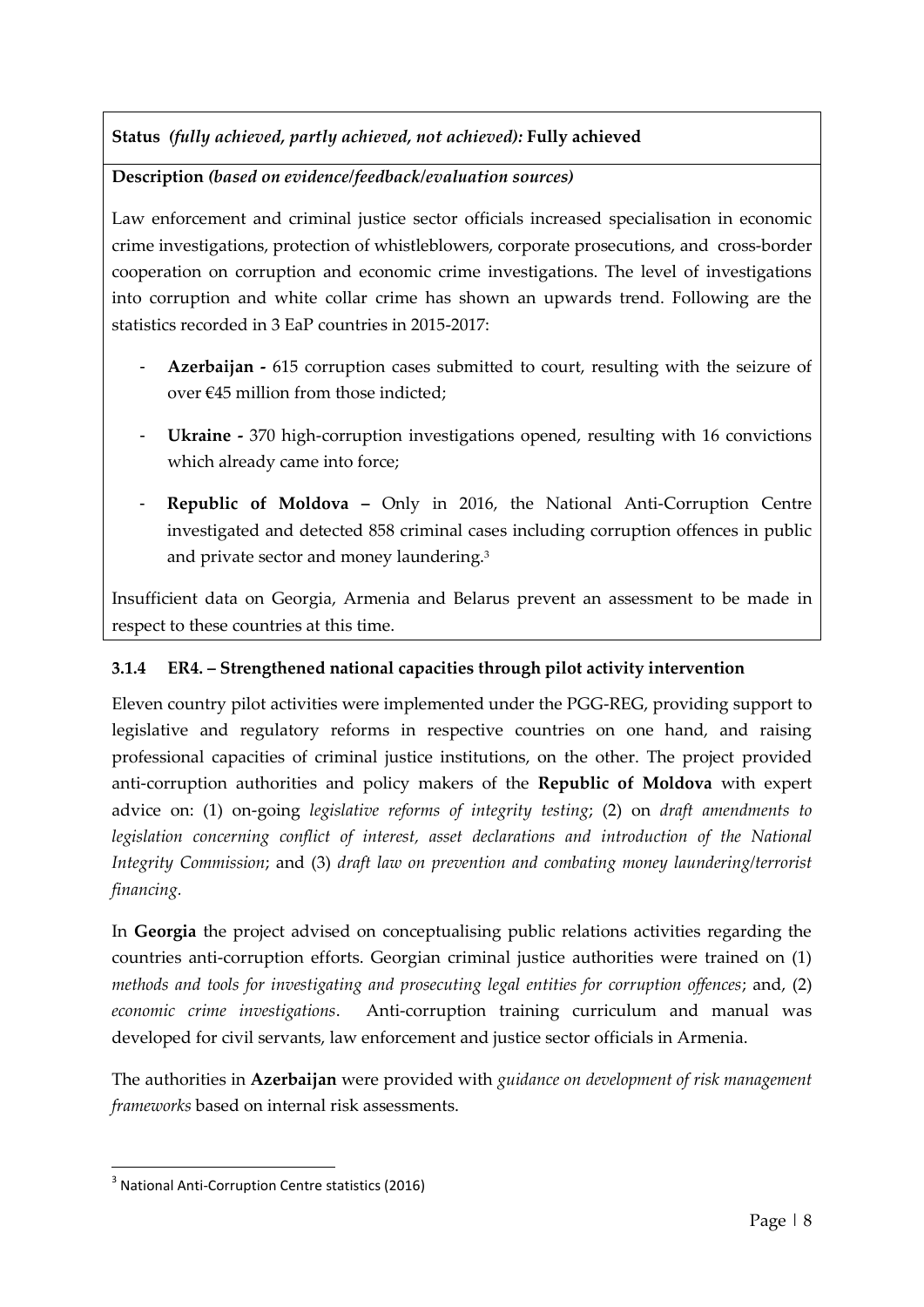**Status** *(fully achieved, partly achieved, not achieved):* **Fully achieved**

**Description** *(based on evidence/feedback/evaluation sources)*

Law enforcement and criminal justice sector officials increased specialisation in economic crime investigations, protection of whistleblowers, corporate prosecutions, and cross-border cooperation on corruption and economic crime investigations. The level of investigations into corruption and white collar crime has shown an upwards trend. Following are the statistics recorded in 3 EaP countries in 2015-2017:

- **Azerbaijan -** 615 corruption cases submitted to court, resulting with the seizure of over €45 million from those indicted;
- **Ukraine -** 370 high-corruption investigations opened, resulting with 16 convictions which already came into force;
- **Republic of Moldova –** Only in 2016, the National Anti-Corruption Centre investigated and detected 858 criminal cases including corruption offences in public and private sector and money laundering.[3]

Insufficient data on Georgia, Armenia and Belarus prevent an assessment to be made in respect to these countries at this time.

### 3.1.4 ER4. – Strengthened national capacities through pilot activity intervention

Eleven country pilot activities were implemented under the PGG-REG, providing support to legislative and regulatory reforms in respective countries on one hand, and raising professional capacities of criminal justice institutions, on the other. The project provided anti-corruption authorities and policy makers of the **Republic of Moldova** with expert advice on: (1) on-going *legislative reforms of integrity testing*; (2) on *draft amendments to legislation concerning conflict of interest, asset declarations and introduction of the National Integrity Commission*; and (3) *draft law on prevention and combating money laundering/terrorist financing.*

In **Georgia** the project advised on conceptualising public relations activities regarding the countries anti-corruption efforts. Georgian criminal justice authorities were trained on (1) *methods and tools for investigating and prosecuting legal entities for corruption offences*; and, (2) *economic crime investigations*. Anti-corruption training curriculum and manual was developed for civil servants, law enforcement and justice sector officials in Armenia.

The authorities in **Azerbaijan** were provided with *guidance on development of risk management frameworks* based on internal risk assessments.

[3] National Anti-Corruption Centre statistics (2016)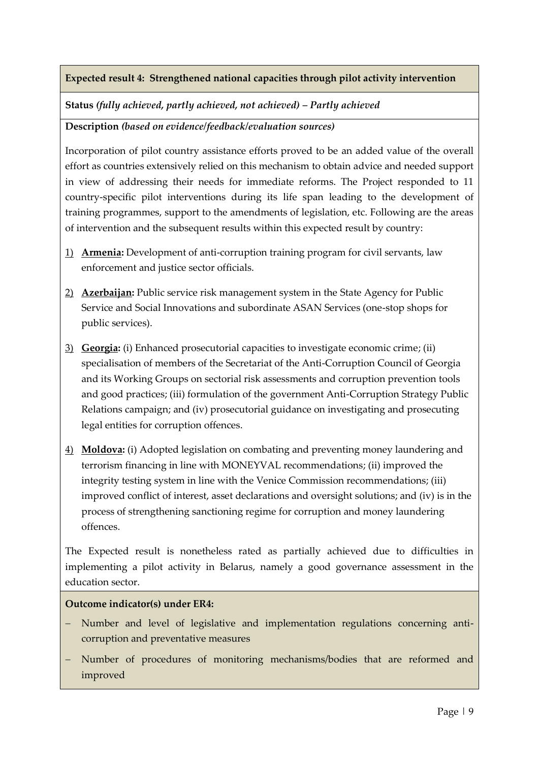**Expected result 4: Strengthened national capacities through pilot activity intervention**

**Status** *(fully achieved, partly achieved, not achieved) – Partly achieved*

**Description** *(based on evidence/feedback/evaluation sources)*

Incorporation of pilot country assistance efforts proved to be an added value of the overall effort as countries extensively relied on this mechanism to obtain advice and needed support in view of addressing their needs for immediate reforms. The Project responded to 11 country-specific pilot interventions during its life span leading to the development of training programmes, support to the amendments of legislation, etc. Following are the areas of intervention and the subsequent results within this expected result by country:

1) **Armenia:** Development of anti-corruption training program for civil servants, law enforcement and justice sector officials.

2) **Azerbaijan:** Public service risk management system in the State Agency for Public Service and Social Innovations and subordinate ASAN Services (one-stop shops for public services).

3) **Georgia:** (i) Enhanced prosecutorial capacities to investigate economic crime; (ii) specialisation of members of the Secretariat of the Anti-Corruption Council of Georgia and its Working Groups on sectorial risk assessments and corruption prevention tools and good practices; (iii) formulation of the government Anti-Corruption Strategy Public Relations campaign; and (iv) prosecutorial guidance on investigating and prosecuting legal entities for corruption offences.

4) **Moldova:** (i) Adopted legislation on combating and preventing money laundering and terrorism financing in line with MONEYVAL recommendations; (ii) improved the integrity testing system in line with the Venice Commission recommendations; (iii) improved conflict of interest, asset declarations and oversight solutions; and (iv) is in the process of strengthening sanctioning regime for corruption and money laundering offences.

The Expected result is nonetheless rated as partially achieved due to difficulties in implementing a pilot activity in Belarus, namely a good governance assessment in the education sector.

**Outcome indicator(s) under ER4:**

- Number and level of legislative and implementation regulations concerning anti-corruption and preventative measures
- Number of procedures of monitoring mechanisms/bodies that are reformed and improved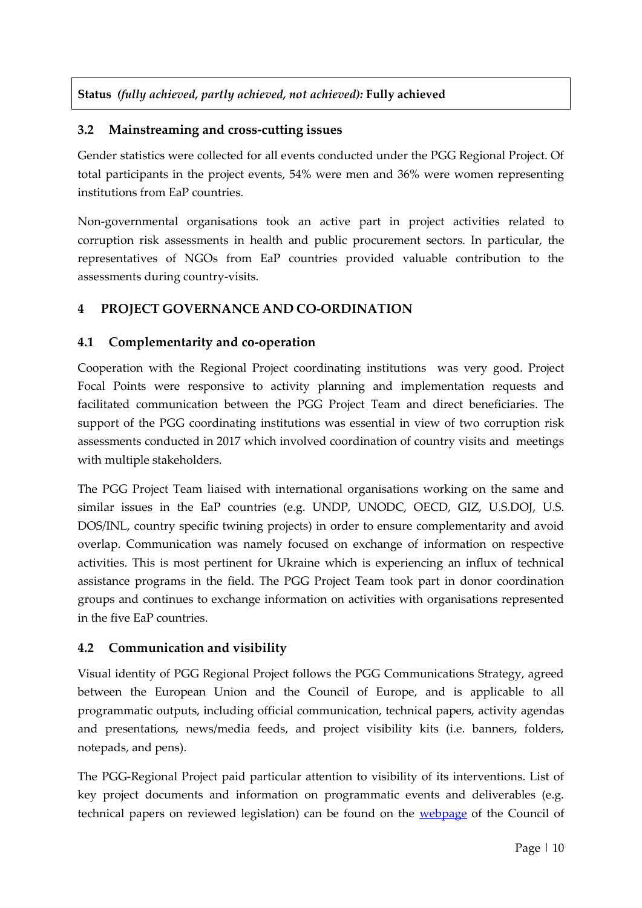**Status** *(fully achieved, partly achieved, not achieved):* **Fully achieved**

### 3.2 Mainstreaming and cross-cutting issues

Gender statistics were collected for all events conducted under the PGG Regional Project. Of total participants in the project events, 54% were men and 36% were women representing institutions from EaP countries.

Non-governmental organisations took an active part in project activities related to corruption risk assessments in health and public procurement sectors. In particular, the representatives of NGOs from EaP countries provided valuable contribution to the assessments during country-visits.

## 4 PROJECT GOVERNANCE AND CO-ORDINATION

### 4.1 Complementarity and co-operation

Cooperation with the Regional Project coordinating institutions was very good. Project Focal Points were responsive to activity planning and implementation requests and facilitated communication between the PGG Project Team and direct beneficiaries. The support of the PGG coordinating institutions was essential in view of two corruption risk assessments conducted in 2017 which involved coordination of country visits and meetings with multiple stakeholders.

The PGG Project Team liaised with international organisations working on the same and similar issues in the EaP countries (e.g. UNDP, UNODC, OECD, GIZ, U.S.DOJ, U.S. DOS/INL, country specific twining projects) in order to ensure complementarity and avoid overlap. Communication was namely focused on exchange of information on respective activities. This is most pertinent for Ukraine which is experiencing an influx of technical assistance programs in the field. The PGG Project Team took part in donor coordination groups and continues to exchange information on activities with organisations represented in the five EaP countries.

### 4.2 Communication and visibility

Visual identity of PGG Regional Project follows the PGG Communications Strategy, agreed between the European Union and the Council of Europe, and is applicable to all programmatic outputs, including official communication, technical papers, activity agendas and presentations, news/media feeds, and project visibility kits (i.e. banners, folders, notepads, and pens).

The PGG-Regional Project paid particular attention to visibility of its interventions. List of key project documents and information on programmatic events and deliverables (e.g. technical papers on reviewed legislation) can be found on the webpage of the Council of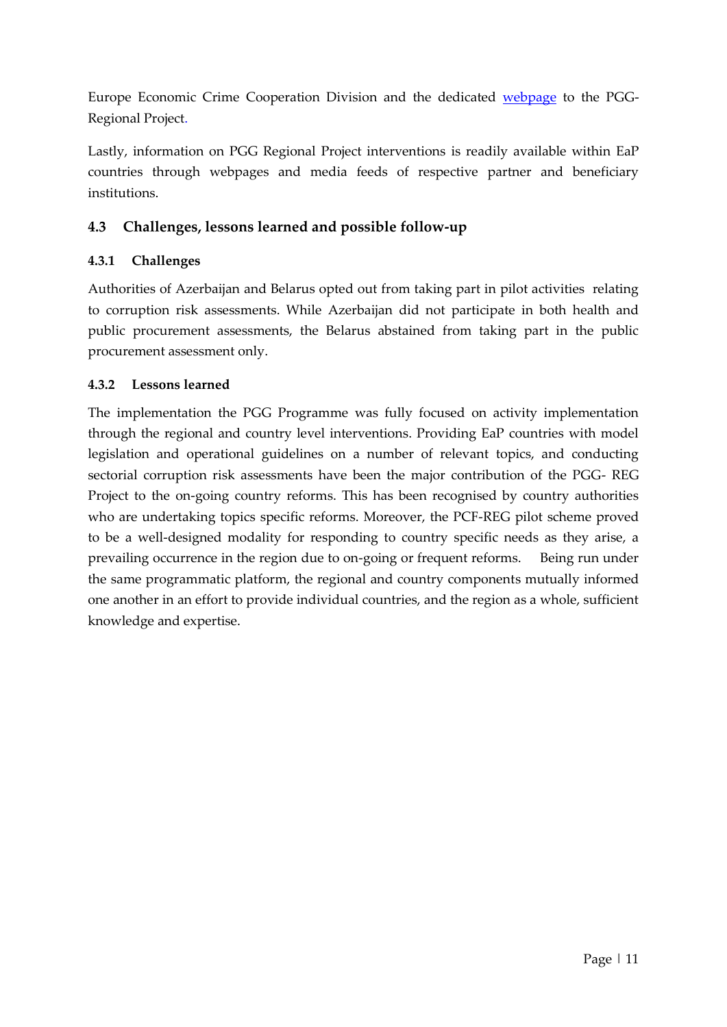Europe Economic Crime Cooperation Division and the dedicated webpage to the PGG-Regional Project.

Lastly, information on PGG Regional Project interventions is readily available within EaP countries through webpages and media feeds of respective partner and beneficiary institutions.

## 4.3 Challenges, lessons learned and possible follow-up

### 4.3.1 Challenges

Authorities of Azerbaijan and Belarus opted out from taking part in pilot activities relating to corruption risk assessments. While Azerbaijan did not participate in both health and public procurement assessments, the Belarus abstained from taking part in the public procurement assessment only.

### 4.3.2 Lessons learned

The implementation the PGG Programme was fully focused on activity implementation through the regional and country level interventions. Providing EaP countries with model legislation and operational guidelines on a number of relevant topics, and conducting sectorial corruption risk assessments have been the major contribution of the PGG- REG Project to the on-going country reforms. This has been recognised by country authorities who are undertaking topics specific reforms. Moreover, the PCF-REG pilot scheme proved to be a well-designed modality for responding to country specific needs as they arise, a prevailing occurrence in the region due to on-going or frequent reforms. Being run under the same programmatic platform, the regional and country components mutually informed one another in an effort to provide individual countries, and the region as a whole, sufficient knowledge and expertise.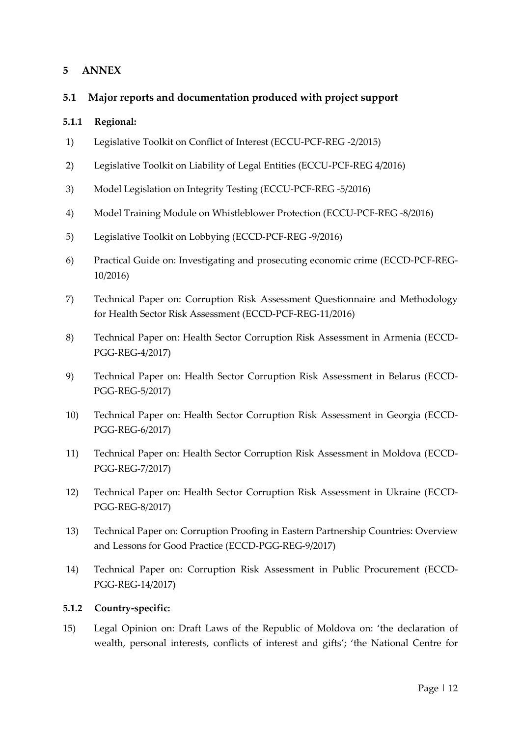# 5 ANNEX

## 5.1 Major reports and documentation produced with project support

### 5.1.1 Regional:

1) Legislative Toolkit on Conflict of Interest (ECCU-PCF-REG -2/2015)
2) Legislative Toolkit on Liability of Legal Entities (ECCU-PCF-REG 4/2016)
3) Model Legislation on Integrity Testing (ECCU-PCF-REG -5/2016)
4) Model Training Module on Whistleblower Protection (ECCU-PCF-REG -8/2016)
5) Legislative Toolkit on Lobbying (ECCD-PCF-REG -9/2016)
6) Practical Guide on: Investigating and prosecuting economic crime (ECCD-PCF-REG-10/2016)
7) Technical Paper on: Corruption Risk Assessment Questionnaire and Methodology for Health Sector Risk Assessment (ECCD-PCF-REG-11/2016)
8) Technical Paper on: Health Sector Corruption Risk Assessment in Armenia (ECCD-PGG-REG-4/2017)
9) Technical Paper on: Health Sector Corruption Risk Assessment in Belarus (ECCD-PGG-REG-5/2017)
10) Technical Paper on: Health Sector Corruption Risk Assessment in Georgia (ECCD-PGG-REG-6/2017)
11) Technical Paper on: Health Sector Corruption Risk Assessment in Moldova (ECCD-PGG-REG-7/2017)
12) Technical Paper on: Health Sector Corruption Risk Assessment in Ukraine (ECCD-PGG-REG-8/2017)
13) Technical Paper on: Corruption Proofing in Eastern Partnership Countries: Overview and Lessons for Good Practice (ECCD-PGG-REG-9/2017)
14) Technical Paper on: Corruption Risk Assessment in Public Procurement (ECCD-PGG-REG-14/2017)

### 5.1.2 Country-specific:

15) Legal Opinion on: Draft Laws of the Republic of Moldova on: 'the declaration of wealth, personal interests, conflicts of interest and gifts'; 'the National Centre for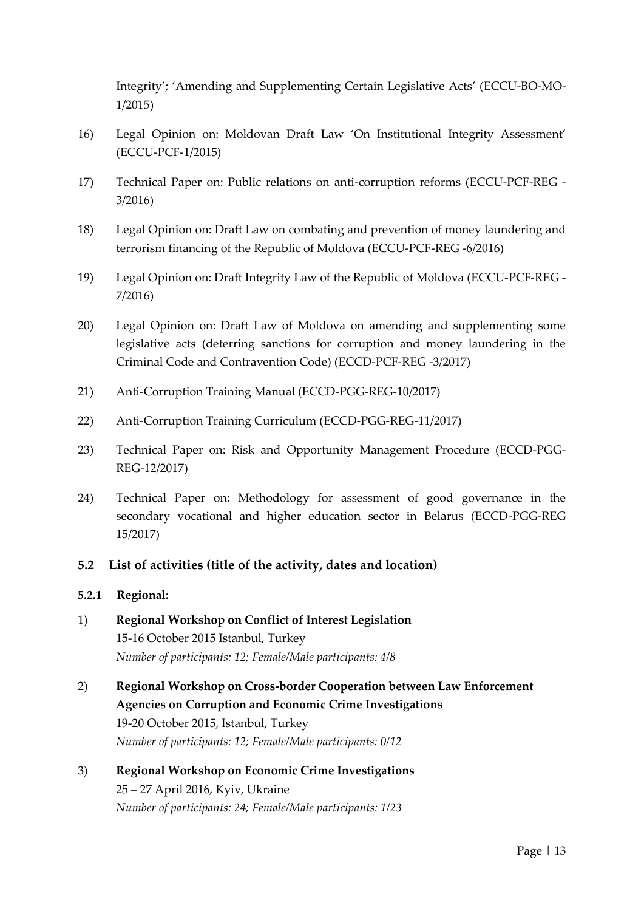Integrity'; 'Amending and Supplementing Certain Legislative Acts' (ECCU-BO-MO-1/2015)

16) Legal Opinion on: Moldovan Draft Law 'On Institutional Integrity Assessment' (ECCU-PCF-1/2015)

17) Technical Paper on: Public relations on anti-corruption reforms (ECCU-PCF-REG -3/2016)

18) Legal Opinion on: Draft Law on combating and prevention of money laundering and terrorism financing of the Republic of Moldova (ECCU-PCF-REG -6/2016)

19) Legal Opinion on: Draft Integrity Law of the Republic of Moldova (ECCU-PCF-REG -7/2016)

20) Legal Opinion on: Draft Law of Moldova on amending and supplementing some legislative acts (deterring sanctions for corruption and money laundering in the Criminal Code and Contravention Code) (ECCD-PCF-REG -3/2017)

21) Anti-Corruption Training Manual (ECCD-PGG-REG-10/2017)

22) Anti-Corruption Training Curriculum (ECCD-PGG-REG-11/2017)

23) Technical Paper on: Risk and Opportunity Management Procedure (ECCD-PGG-REG-12/2017)

24) Technical Paper on: Methodology for assessment of good governance in the secondary vocational and higher education sector in Belarus (ECCD-PGG-REG 15/2017)

## 5.2 List of activities (title of the activity, dates and location)

### 5.2.1 Regional:

1) **Regional Workshop on Conflict of Interest Legislation**
   15-16 October 2015 Istanbul, Turkey
   *Number of participants: 12; Female/Male participants: 4/8*

2) **Regional Workshop on Cross-border Cooperation between Law Enforcement Agencies on Corruption and Economic Crime Investigations**
   19-20 October 2015, Istanbul, Turkey
   *Number of participants: 12; Female/Male participants: 0/12*

3) **Regional Workshop on Economic Crime Investigations**
   25 – 27 April 2016, Kyiv, Ukraine
   *Number of participants: 24; Female/Male participants: 1/23*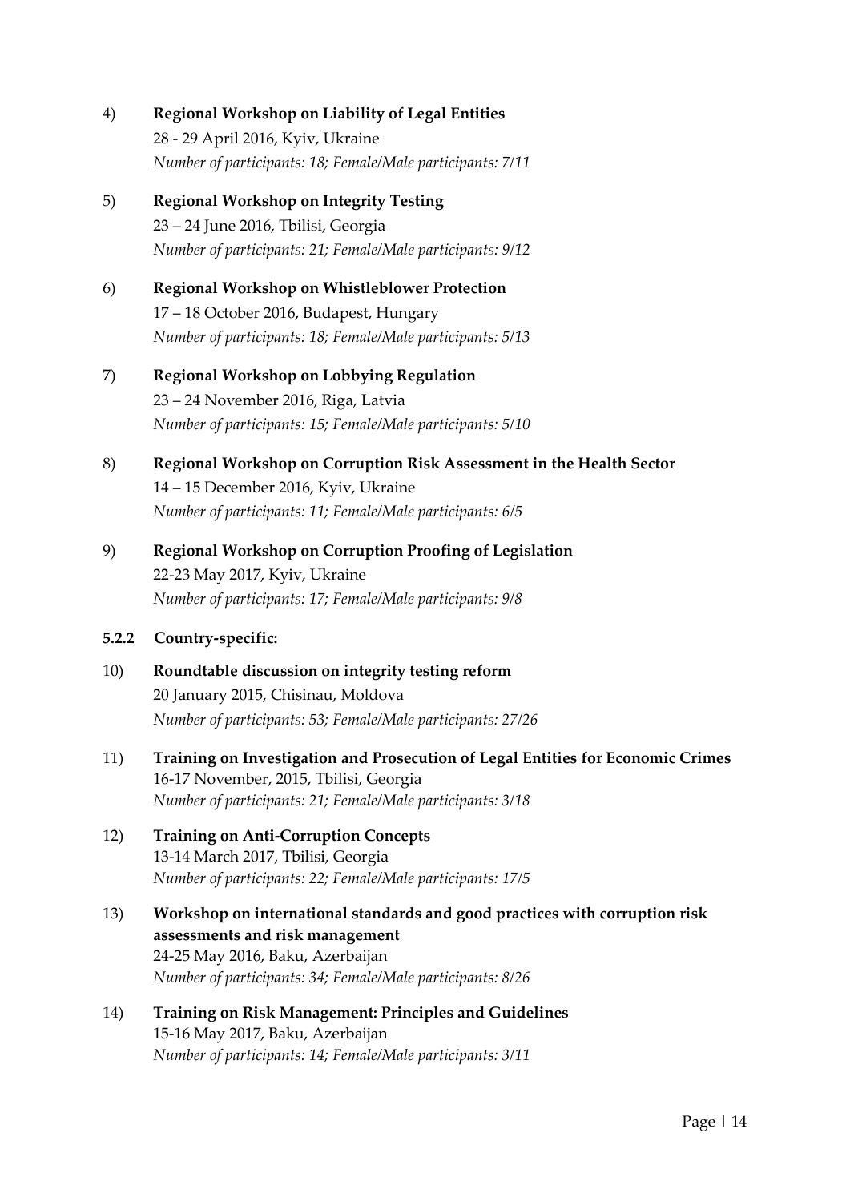4) **Regional Workshop on Liability of Legal Entities**
   28 - 29 April 2016, Kyiv, Ukraine
   *Number of participants: 18; Female/Male participants: 7/11*

5) **Regional Workshop on Integrity Testing**
   23 – 24 June 2016, Tbilisi, Georgia
   *Number of participants: 21; Female/Male participants: 9/12*

6) **Regional Workshop on Whistleblower Protection**
   17 – 18 October 2016, Budapest, Hungary
   *Number of participants: 18; Female/Male participants: 5/13*

7) **Regional Workshop on Lobbying Regulation**
   23 – 24 November 2016, Riga, Latvia
   *Number of participants: 15; Female/Male participants: 5/10*

8) **Regional Workshop on Corruption Risk Assessment in the Health Sector**
   14 – 15 December 2016, Kyiv, Ukraine
   *Number of participants: 11; Female/Male participants: 6/5*

9) **Regional Workshop on Corruption Proofing of Legislation**
   22-23 May 2017, Kyiv, Ukraine
   *Number of participants: 17; Female/Male participants: 9/8*

#### 5.2.2 Country-specific:

10) **Roundtable discussion on integrity testing reform**
    20 January 2015, Chisinau, Moldova
    *Number of participants: 53; Female/Male participants: 27/26*

11) **Training on Investigation and Prosecution of Legal Entities for Economic Crimes**
    16-17 November, 2015, Tbilisi, Georgia
    *Number of participants: 21; Female/Male participants: 3/18*

12) **Training on Anti-Corruption Concepts**
    13-14 March 2017, Tbilisi, Georgia
    *Number of participants: 22; Female/Male participants: 17/5*

13) **Workshop on international standards and good practices with corruption risk assessments and risk management**
    24-25 May 2016, Baku, Azerbaijan
    *Number of participants: 34; Female/Male participants: 8/26*

14) **Training on Risk Management: Principles and Guidelines**
    15-16 May 2017, Baku, Azerbaijan
    *Number of participants: 14; Female/Male participants: 3/11*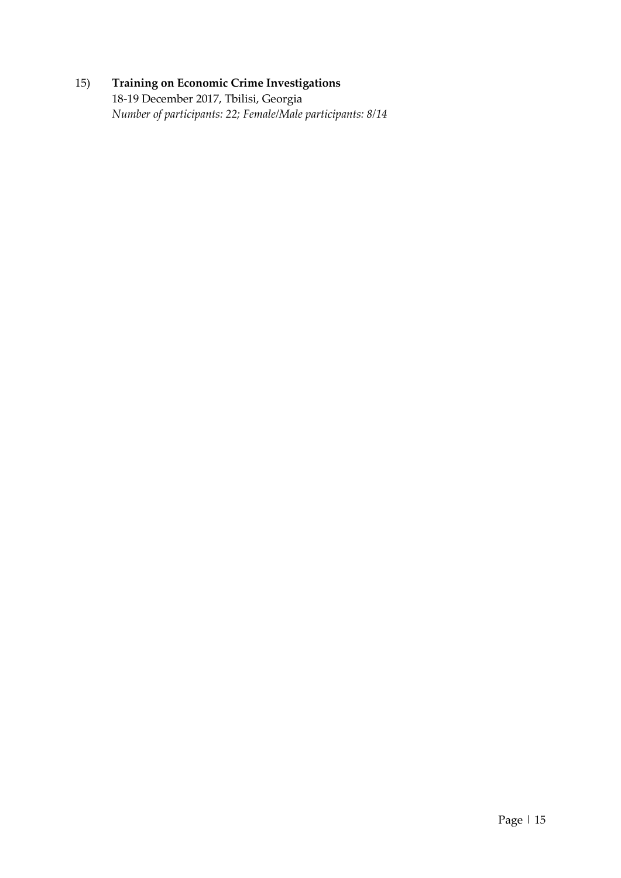15) **Training on Economic Crime Investigations**
18-19 December 2017, Tbilisi, Georgia
*Number of participants: 22; Female/Male participants: 8/14*